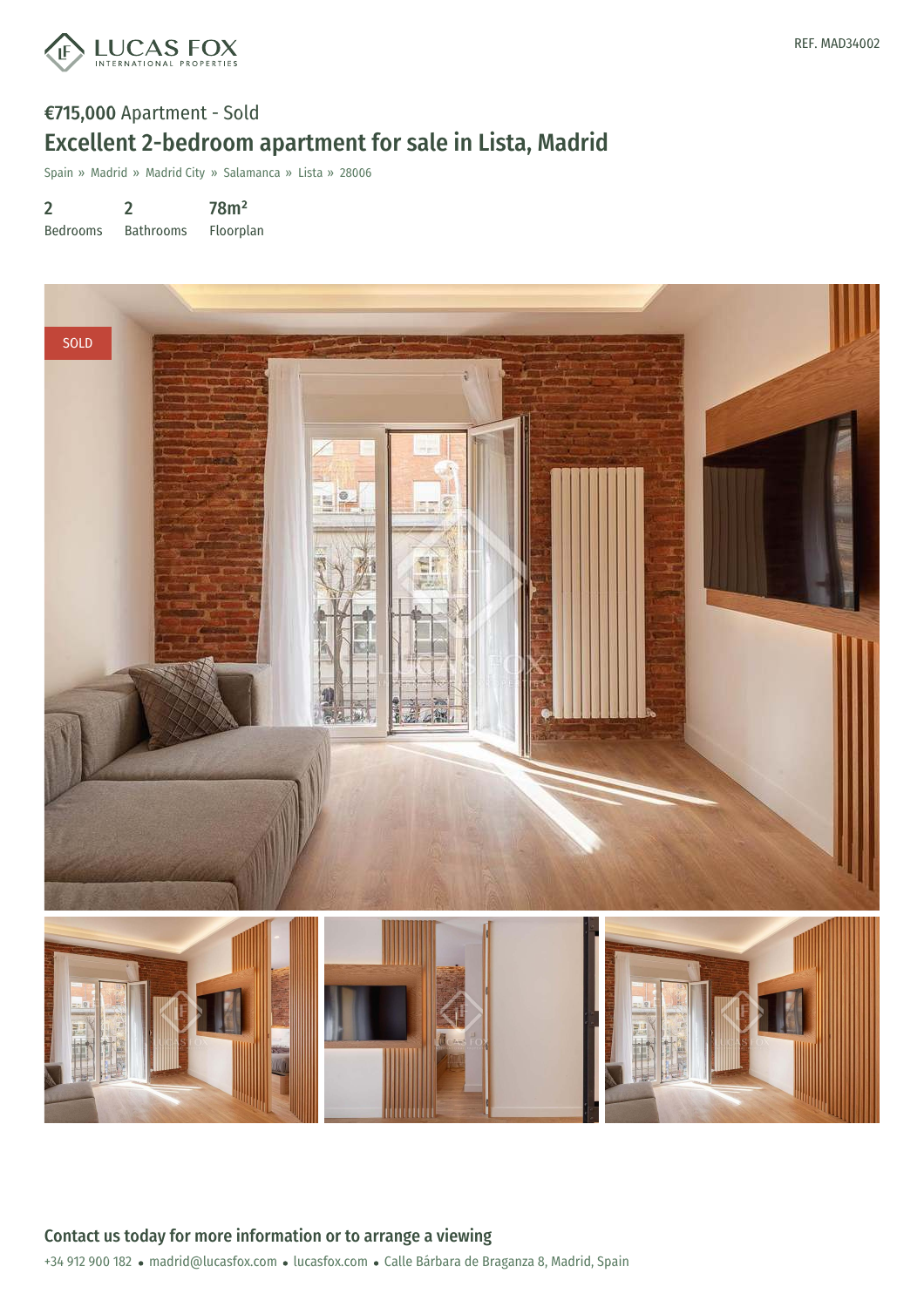LUCAS FOX
INTERNATIONAL PROPERTIES

REF. MAD34002

**€715,000** Apartment - Sold

# Excellent 2-bedroom apartment for sale in Lista, Madrid

Spain » Madrid » Madrid City » Salamanca » Lista » 28006

| 2 | 2 | 78m² |
| --- | --- | --- |
| Bedrooms | Bathrooms | Floorplan |

SOLD

## Contact us today for more information or to arrange a viewing

+34 912 900 182 • madrid@lucasfox.com • lucasfox.com • Calle Bárbara de Braganza 8, Madrid, Spain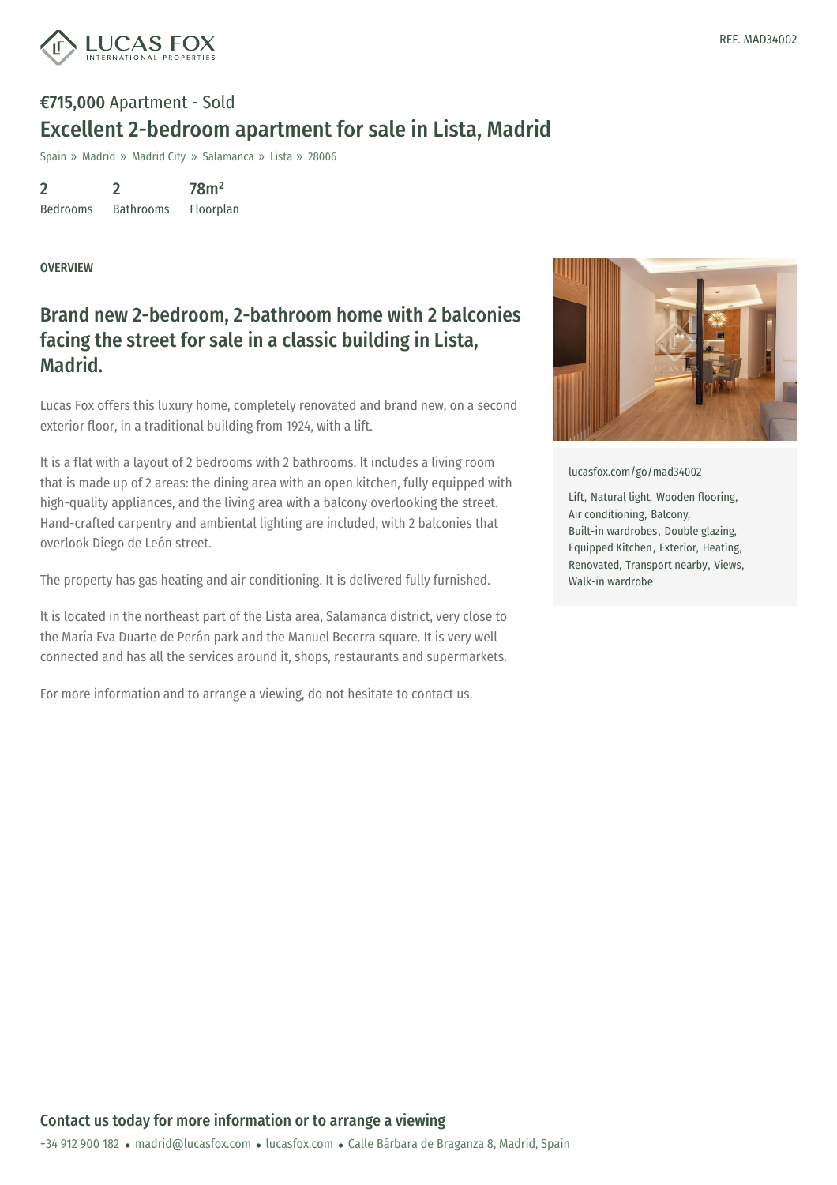REF. MAD34002

**€715,000** Apartment - Sold

# Excellent 2-bedroom apartment for sale in Lista, Madrid

Spain » Madrid » Madrid City » Salamanca » Lista » 28006

| 2 | 2 | 78m² |
| --- | --- | --- |
| Bedrooms | Bathrooms | Floorplan |

OVERVIEW

## Brand new 2-bedroom, 2-bathroom home with 2 balconies facing the street for sale in a classic building in Lista, Madrid.

Lucas Fox offers this luxury home, completely renovated and brand new, on a second exterior floor, in a traditional building from 1924, with a lift.

It is a flat with a layout of 2 bedrooms with 2 bathrooms. It includes a living room that is made up of 2 areas: the dining area with an open kitchen, fully equipped with high-quality appliances, and the living area with a balcony overlooking the street. Hand-crafted carpentry and ambiental lighting are included, with 2 balconies that overlook Diego de León street.

The property has gas heating and air conditioning. It is delivered fully furnished.

It is located in the northeast part of the Lista area, Salamanca district, very close to the María Eva Duarte de Perón park and the Manuel Becerra square. It is very well connected and has all the services around it, shops, restaurants and supermarkets.

For more information and to arrange a viewing, do not hesitate to contact us.

lucasfox.com/go/mad34002

Lift, Natural light, Wooden flooring, Air conditioning, Balcony, Built-in wardrobes, Double glazing, Equipped Kitchen, Exterior, Heating, Renovated, Transport nearby, Views, Walk-in wardrobe

## Contact us today for more information or to arrange a viewing

+34 912 900 182 • madrid@lucasfox.com • lucasfox.com • Calle Bárbara de Braganza 8, Madrid, Spain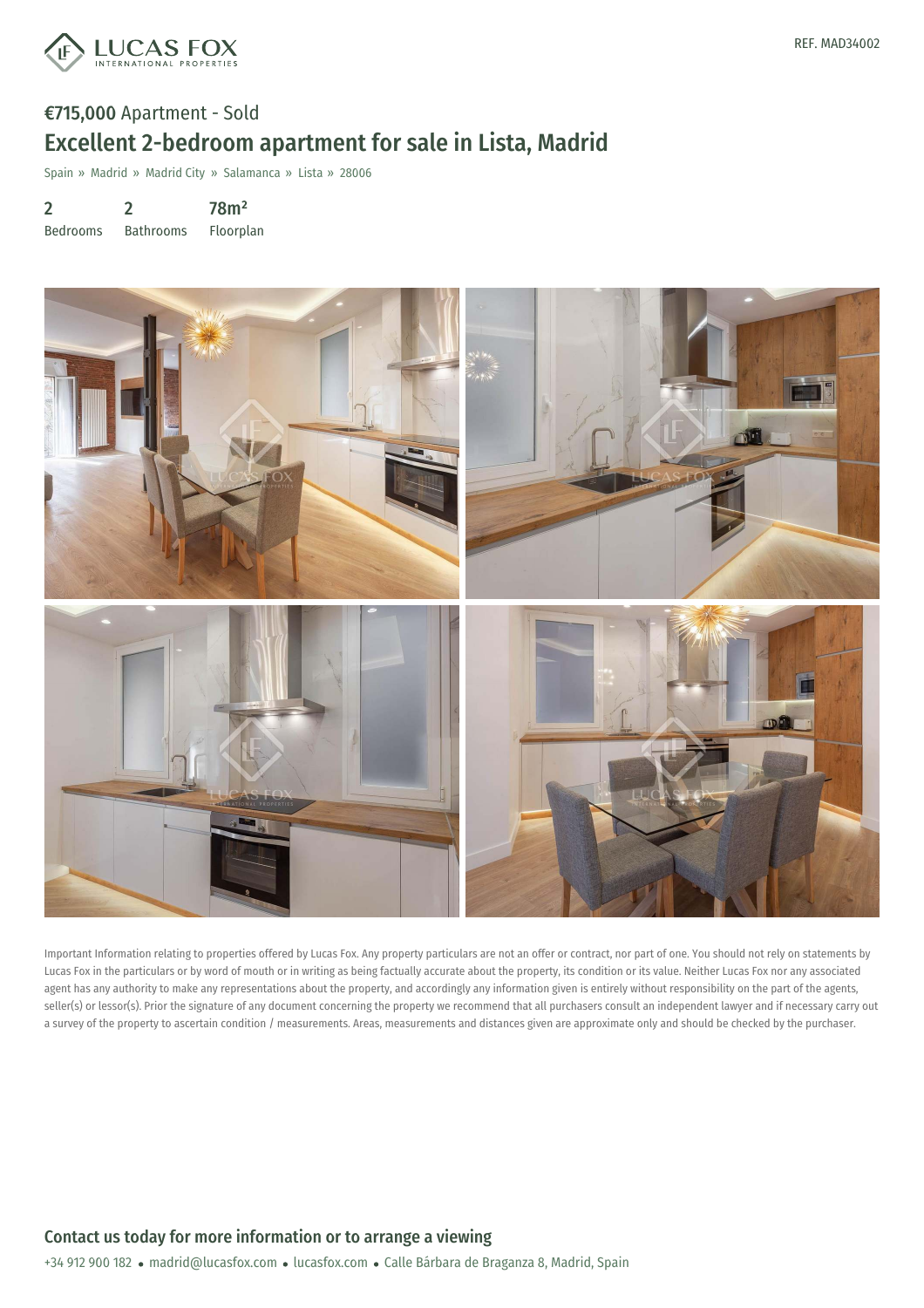# €715,000 Apartment - Sold

## Excellent 2-bedroom apartment for sale in Lista, Madrid

Spain » Madrid » Madrid City » Salamanca » Lista » 28006

| 2 | 2 | 78m² |
|---|---|---|
| Bedrooms | Bathrooms | Floorplan |

Important Information relating to properties offered by Lucas Fox. Any property particulars are not an offer or contract, nor part of one. You should not rely on statements by Lucas Fox in the particulars or by word of mouth or in writing as being factually accurate about the property, its condition or its value. Neither Lucas Fox nor any associated agent has any authority to make any representations about the property, and accordingly any information given is entirely without responsibility on the part of the agents, seller(s) or lessor(s). Prior the signature of any document concerning the property we recommend that all purchasers consult an independent lawyer and if necessary carry out a survey of the property to ascertain condition / measurements. Areas, measurements and distances given are approximate only and should be checked by the purchaser.

## Contact us today for more information or to arrange a viewing

+34 912 900 182 • madrid@lucasfox.com • lucasfox.com • Calle Bárbara de Braganza 8, Madrid, Spain